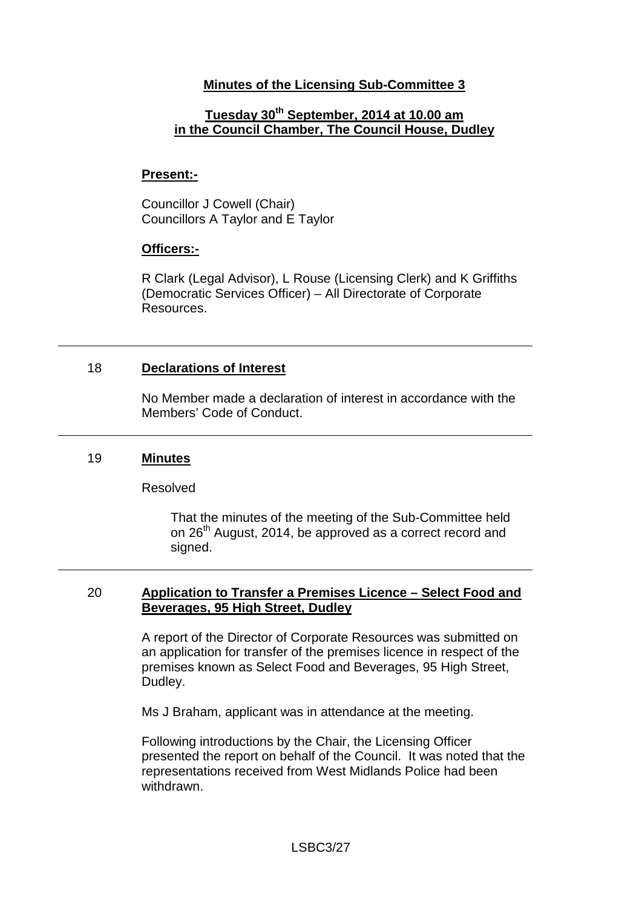# Minutes of the Licensing Sub-Committee 3

## Tuesday 30th September, 2014 at 10.00 am in the Council Chamber, The Council House, Dudley

**Present:-**

Councillor J Cowell (Chair)
Councillors A Taylor and E Taylor

**Officers:-**

R Clark (Legal Advisor), L Rouse (Licensing Clerk) and K Griffiths (Democratic Services Officer) – All Directorate of Corporate Resources.

---

### 18 Declarations of Interest

No Member made a declaration of interest in accordance with the Members' Code of Conduct.

---

### 19 Minutes

Resolved

> That the minutes of the meeting of the Sub-Committee held on 26th August, 2014, be approved as a correct record and signed.

---

### 20 Application to Transfer a Premises Licence – Select Food and Beverages, 95 High Street, Dudley

A report of the Director of Corporate Resources was submitted on an application for transfer of the premises licence in respect of the premises known as Select Food and Beverages, 95 High Street, Dudley.

Ms J Braham, applicant was in attendance at the meeting.

Following introductions by the Chair, the Licensing Officer presented the report on behalf of the Council. It was noted that the representations received from West Midlands Police had been withdrawn.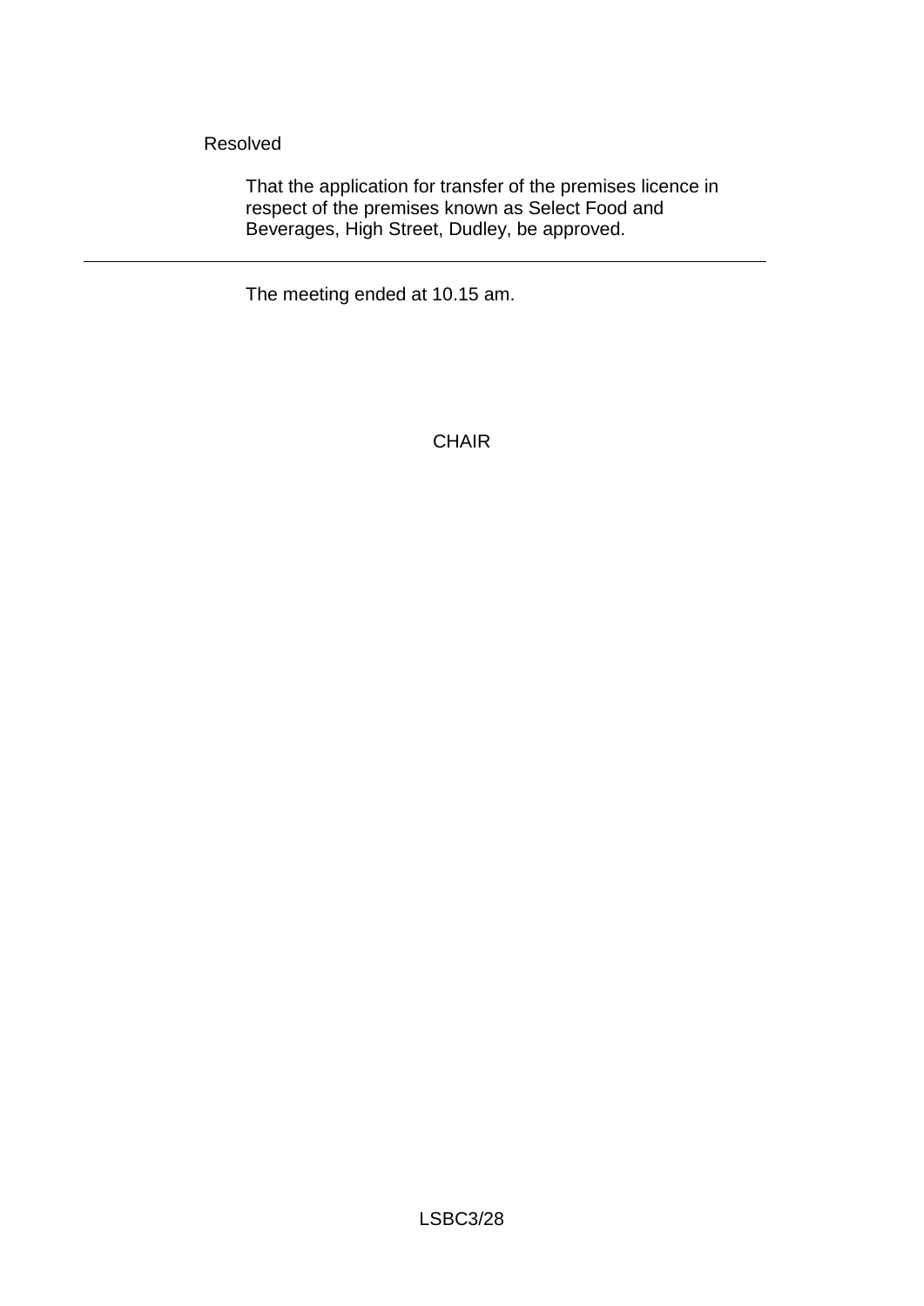Resolved

That the application for transfer of the premises licence in respect of the premises known as Select Food and Beverages, High Street, Dudley, be approved.

---

The meeting ended at 10.15 am.

CHAIR